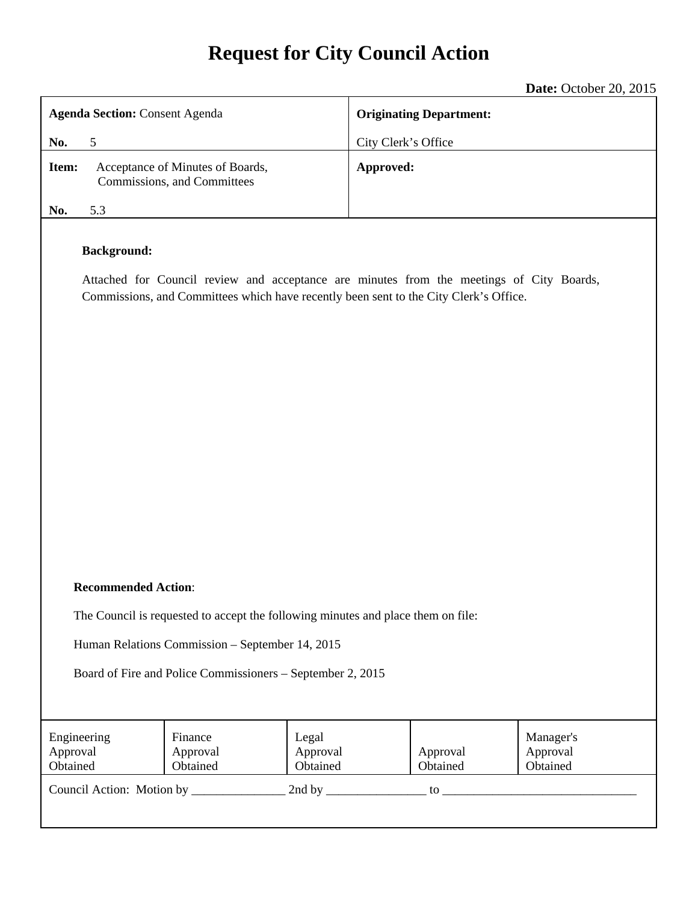# Request for City Council Action

**Date:** October 20, 2015

| **Agenda Section:** Consent Agenda<br><br>**No.** 5 | **Originating Department:**<br><br>City Clerk's Office |
|---|---|
| **Item:** Acceptance of Minutes of Boards, Commissions, and Committees<br><br>**No.** 5.3 | **Approved:** |

**Background:**

Attached for Council review and acceptance are minutes from the meetings of City Boards, Commissions, and Committees which have recently been sent to the City Clerk's Office.

**Recommended Action**:

The Council is requested to accept the following minutes and place them on file:

Human Relations Commission – September 14, 2015

Board of Fire and Police Commissioners – September 2, 2015

| Engineering Approval Obtained | Finance Approval Obtained | Legal Approval Obtained | Approval Obtained | Manager's Approval Obtained |
|---|---|---|---|---|

Council Action: Motion by _______________ 2nd by ________________ to ________________________________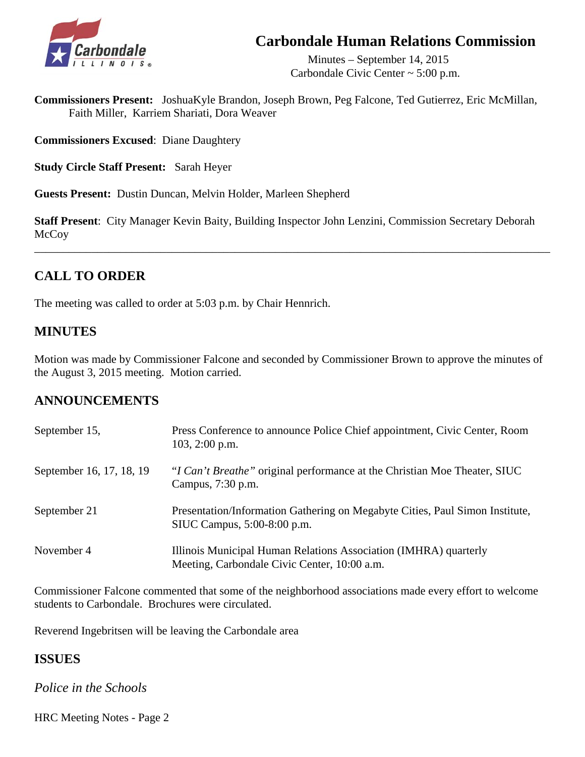# Carbondale Human Relations Commission

Minutes – September 14, 2015
Carbondale Civic Center ~ 5:00 p.m.

**Commissioners Present:** JoshuaKyle Brandon, Joseph Brown, Peg Falcone, Ted Gutierrez, Eric McMillan, Faith Miller, Karriem Shariati, Dora Weaver

**Commissioners Excused**: Diane Daughtery

**Study Circle Staff Present:** Sarah Heyer

**Guests Present:** Dustin Duncan, Melvin Holder, Marleen Shepherd

**Staff Present**: City Manager Kevin Baity, Building Inspector John Lenzini, Commission Secretary Deborah McCoy

---

## CALL TO ORDER

The meeting was called to order at 5:03 p.m. by Chair Hennrich.

## MINUTES

Motion was made by Commissioner Falcone and seconded by Commissioner Brown to approve the minutes of the August 3, 2015 meeting. Motion carried.

## ANNOUNCEMENTS

| | |
|---|---|
| September 15, | Press Conference to announce Police Chief appointment, Civic Center, Room 103, 2:00 p.m. |
| September 16, 17, 18, 19 | "*I Can't Breathe"* original performance at the Christian Moe Theater, SIUC Campus, 7:30 p.m. |
| September 21 | Presentation/Information Gathering on Megabyte Cities, Paul Simon Institute, SIUC Campus, 5:00-8:00 p.m. |
| November 4 | Illinois Municipal Human Relations Association (IMHRA) quarterly Meeting, Carbondale Civic Center, 10:00 a.m. |

Commissioner Falcone commented that some of the neighborhood associations made every effort to welcome students to Carbondale. Brochures were circulated.

Reverend Ingebritsen will be leaving the Carbondale area

## ISSUES

*Police in the Schools*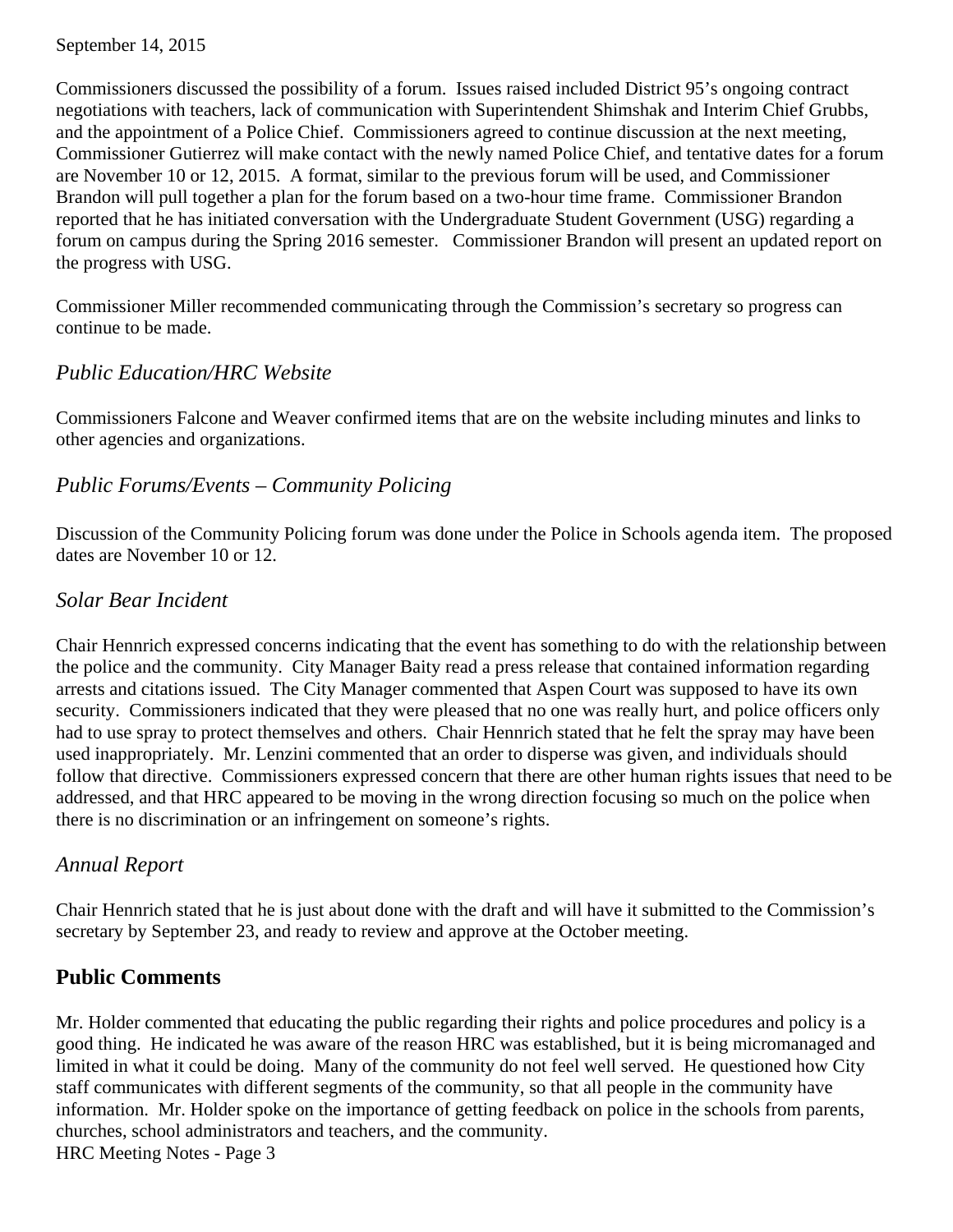September 14, 2015

Commissioners discussed the possibility of a forum. Issues raised included District 95's ongoing contract negotiations with teachers, lack of communication with Superintendent Shimshak and Interim Chief Grubbs, and the appointment of a Police Chief. Commissioners agreed to continue discussion at the next meeting, Commissioner Gutierrez will make contact with the newly named Police Chief, and tentative dates for a forum are November 10 or 12, 2015. A format, similar to the previous forum will be used, and Commissioner Brandon will pull together a plan for the forum based on a two-hour time frame. Commissioner Brandon reported that he has initiated conversation with the Undergraduate Student Government (USG) regarding a forum on campus during the Spring 2016 semester. Commissioner Brandon will present an updated report on the progress with USG.

Commissioner Miller recommended communicating through the Commission's secretary so progress can continue to be made.

### *Public Education/HRC Website*

Commissioners Falcone and Weaver confirmed items that are on the website including minutes and links to other agencies and organizations.

### *Public Forums/Events – Community Policing*

Discussion of the Community Policing forum was done under the Police in Schools agenda item. The proposed dates are November 10 or 12.

### *Solar Bear Incident*

Chair Hennrich expressed concerns indicating that the event has something to do with the relationship between the police and the community. City Manager Baity read a press release that contained information regarding arrests and citations issued. The City Manager commented that Aspen Court was supposed to have its own security. Commissioners indicated that they were pleased that no one was really hurt, and police officers only had to use spray to protect themselves and others. Chair Hennrich stated that he felt the spray may have been used inappropriately. Mr. Lenzini commented that an order to disperse was given, and individuals should follow that directive. Commissioners expressed concern that there are other human rights issues that need to be addressed, and that HRC appeared to be moving in the wrong direction focusing so much on the police when there is no discrimination or an infringement on someone's rights.

### *Annual Report*

Chair Hennrich stated that he is just about done with the draft and will have it submitted to the Commission's secretary by September 23, and ready to review and approve at the October meeting.

## **Public Comments**

Mr. Holder commented that educating the public regarding their rights and police procedures and policy is a good thing. He indicated he was aware of the reason HRC was established, but it is being micromanaged and limited in what it could be doing. Many of the community do not feel well served. He questioned how City staff communicates with different segments of the community, so that all people in the community have information. Mr. Holder spoke on the importance of getting feedback on police in the schools from parents, churches, school administrators and teachers, and the community.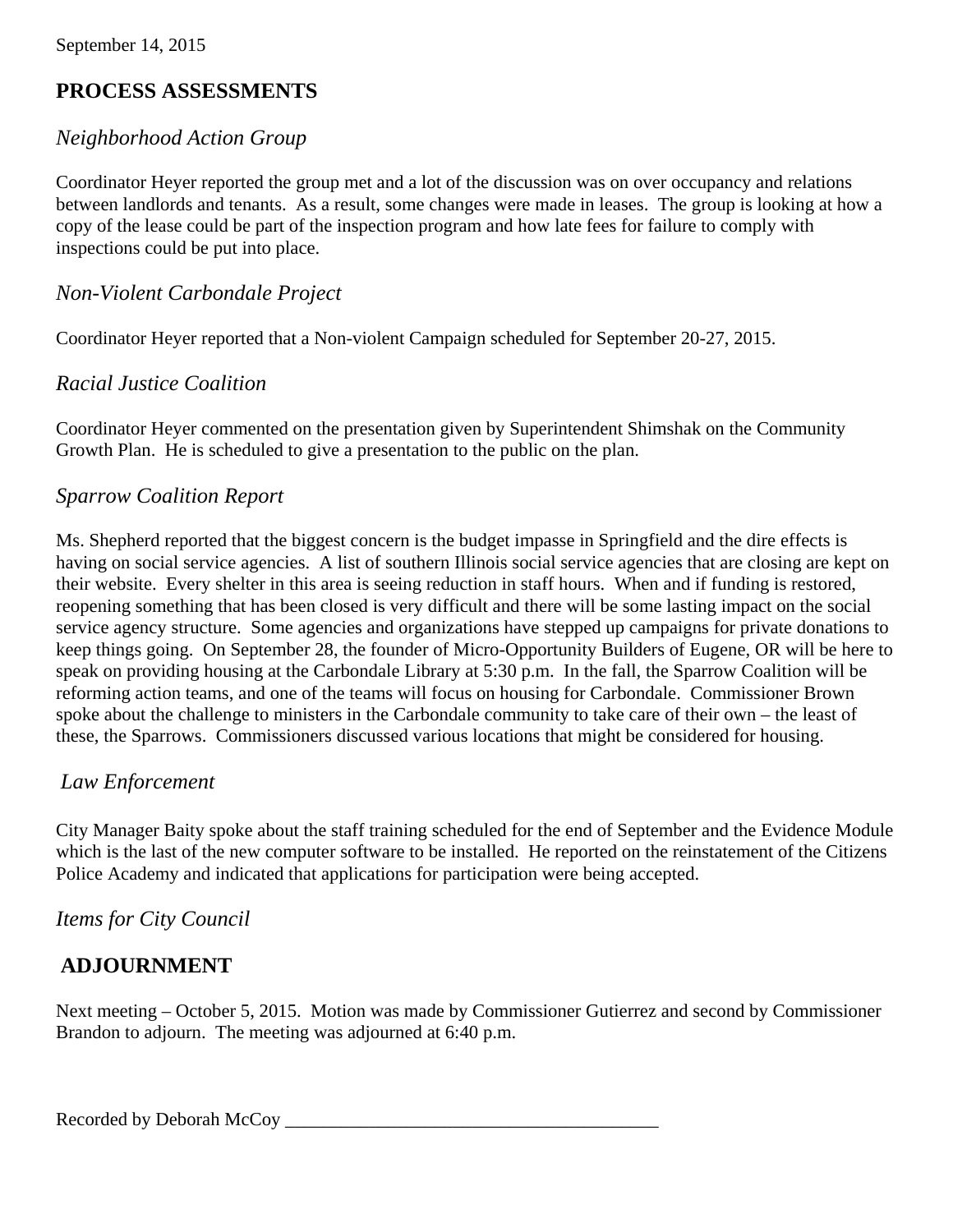September 14, 2015

## PROCESS ASSESSMENTS

### *Neighborhood Action Group*

Coordinator Heyer reported the group met and a lot of the discussion was on over occupancy and relations between landlords and tenants. As a result, some changes were made in leases. The group is looking at how a copy of the lease could be part of the inspection program and how late fees for failure to comply with inspections could be put into place.

### *Non-Violent Carbondale Project*

Coordinator Heyer reported that a Non-violent Campaign scheduled for September 20-27, 2015.

### *Racial Justice Coalition*

Coordinator Heyer commented on the presentation given by Superintendent Shimshak on the Community Growth Plan. He is scheduled to give a presentation to the public on the plan.

### *Sparrow Coalition Report*

Ms. Shepherd reported that the biggest concern is the budget impasse in Springfield and the dire effects is having on social service agencies. A list of southern Illinois social service agencies that are closing are kept on their website. Every shelter in this area is seeing reduction in staff hours. When and if funding is restored, reopening something that has been closed is very difficult and there will be some lasting impact on the social service agency structure. Some agencies and organizations have stepped up campaigns for private donations to keep things going. On September 28, the founder of Micro-Opportunity Builders of Eugene, OR will be here to speak on providing housing at the Carbondale Library at 5:30 p.m. In the fall, the Sparrow Coalition will be reforming action teams, and one of the teams will focus on housing for Carbondale. Commissioner Brown spoke about the challenge to ministers in the Carbondale community to take care of their own – the least of these, the Sparrows. Commissioners discussed various locations that might be considered for housing.

### *Law Enforcement*

City Manager Baity spoke about the staff training scheduled for the end of September and the Evidence Module which is the last of the new computer software to be installed. He reported on the reinstatement of the Citizens Police Academy and indicated that applications for participation were being accepted.

### *Items for City Council*

## ADJOURNMENT

Next meeting – October 5, 2015. Motion was made by Commissioner Gutierrez and second by Commissioner Brandon to adjourn. The meeting was adjourned at 6:40 p.m.

Recorded by Deborah McCoy ________________________________________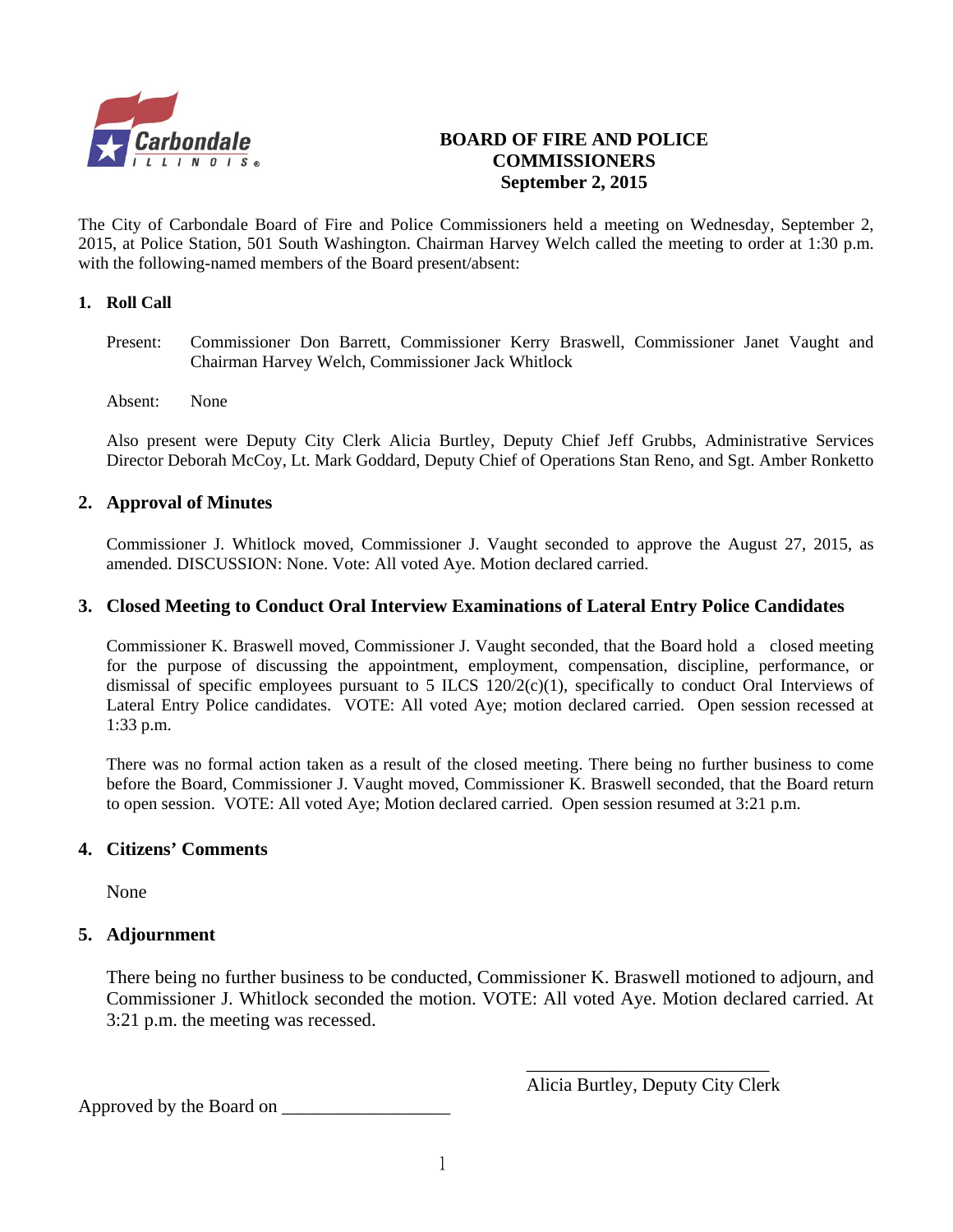# BOARD OF FIRE AND POLICE COMMISSIONERS
## September 2, 2015

The City of Carbondale Board of Fire and Police Commissioners held a meeting on Wednesday, September 2, 2015, at Police Station, 501 South Washington. Chairman Harvey Welch called the meeting to order at 1:30 p.m. with the following-named members of the Board present/absent:

## 1. Roll Call

Present: Commissioner Don Barrett, Commissioner Kerry Braswell, Commissioner Janet Vaught and Chairman Harvey Welch, Commissioner Jack Whitlock

Absent: None

Also present were Deputy City Clerk Alicia Burtley, Deputy Chief Jeff Grubbs, Administrative Services Director Deborah McCoy, Lt. Mark Goddard, Deputy Chief of Operations Stan Reno, and Sgt. Amber Ronketto

## 2. Approval of Minutes

Commissioner J. Whitlock moved, Commissioner J. Vaught seconded to approve the August 27, 2015, as amended. DISCUSSION: None. Vote: All voted Aye. Motion declared carried.

## 3. Closed Meeting to Conduct Oral Interview Examinations of Lateral Entry Police Candidates

Commissioner K. Braswell moved, Commissioner J. Vaught seconded, that the Board hold a closed meeting for the purpose of discussing the appointment, employment, compensation, discipline, performance, or dismissal of specific employees pursuant to 5 ILCS 120/2(c)(1), specifically to conduct Oral Interviews of Lateral Entry Police candidates. VOTE: All voted Aye; motion declared carried. Open session recessed at 1:33 p.m.

There was no formal action taken as a result of the closed meeting. There being no further business to come before the Board, Commissioner J. Vaught moved, Commissioner K. Braswell seconded, that the Board return to open session. VOTE: All voted Aye; Motion declared carried. Open session resumed at 3:21 p.m.

## 4. Citizens' Comments

None

## 5. Adjournment

There being no further business to be conducted, Commissioner K. Braswell motioned to adjourn, and Commissioner J. Whitlock seconded the motion. VOTE: All voted Aye. Motion declared carried. At 3:21 p.m. the meeting was recessed.

\_\_\_\_\_\_\_\_\_\_\_\_\_\_\_\_\_\_\_\_\_\_\_\_\_\_
Alicia Burtley, Deputy City Clerk

Approved by the Board on \_\_\_\_\_\_\_\_\_\_\_\_\_\_\_\_\_\_